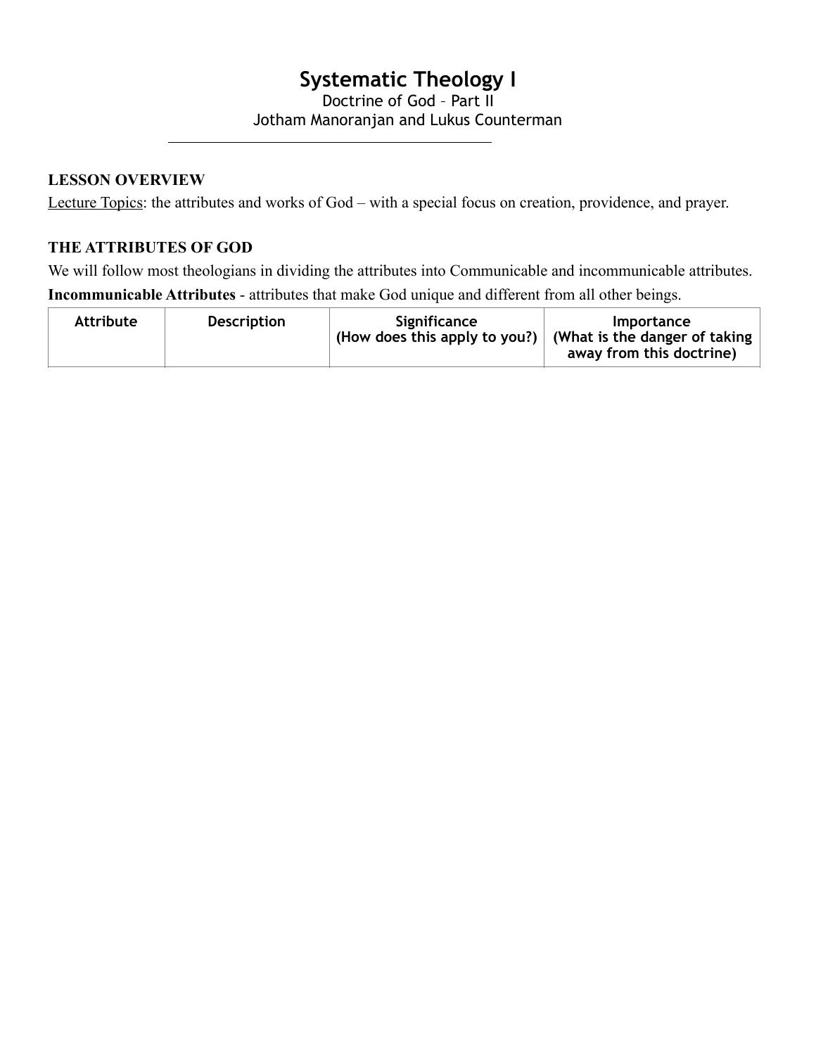# Systematic Theology I

Doctrine of God – Part II

Jotham Manoranjan and Lukus Counterman

## LESSON OVERVIEW

Lecture Topics: the attributes and works of God – with a special focus on creation, providence, and prayer.

## THE ATTRIBUTES OF GOD

We will follow most theologians in dividing the attributes into Communicable and incommunicable attributes.

**Incommunicable Attributes** - attributes that make God unique and different from all other beings.

| Attribute | Description | Significance (How does this apply to you?) | Importance (What is the danger of taking away from this doctrine) |
|---|---|---|---|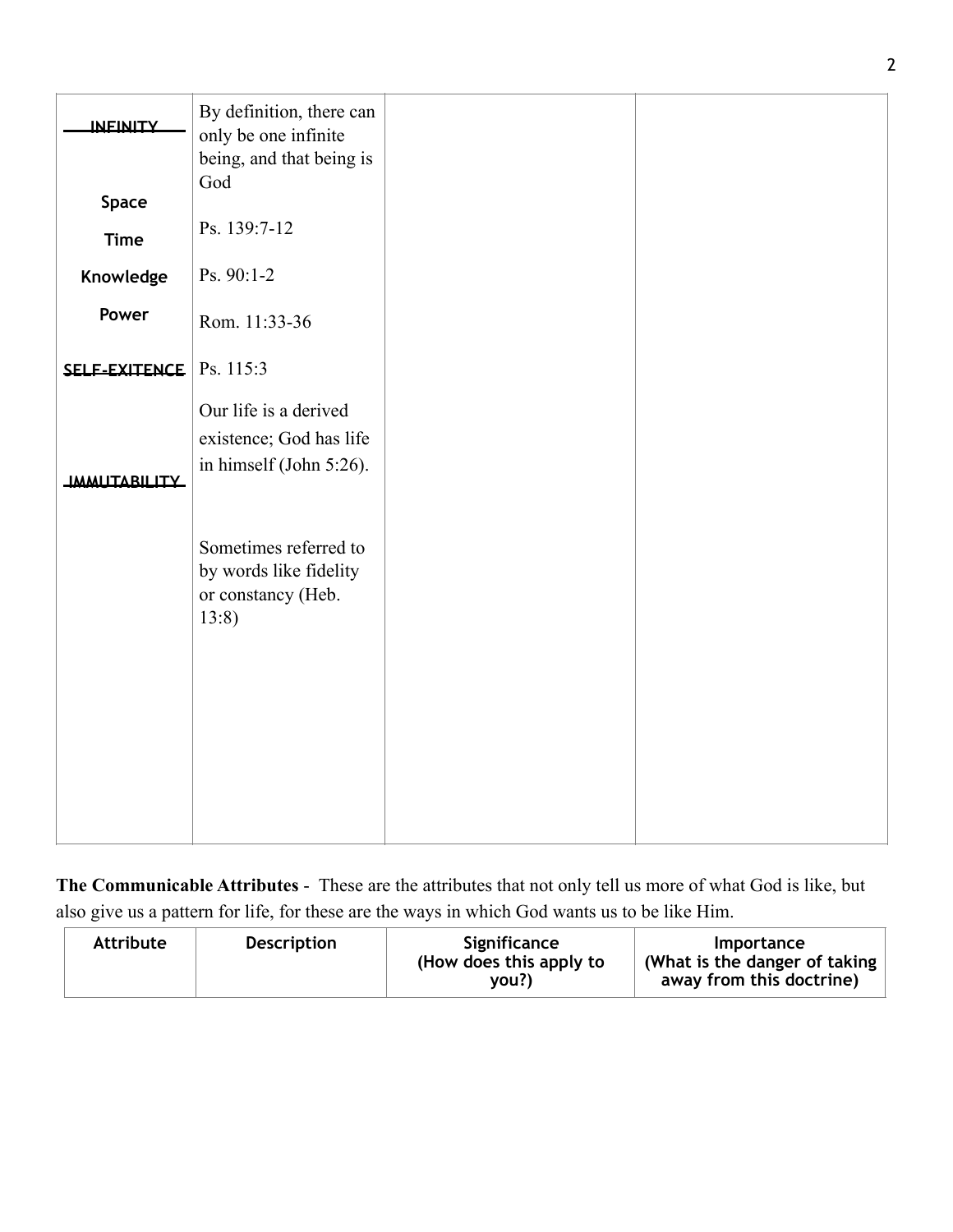| | | | |
|---|---|---|---|
| **INFINITY** | By definition, there can only be one infinite being, and that being is God | | |
| **Space** | Ps. 139:7-12 | | |
| **Time** | Ps. 90:1-2 | | |
| **Knowledge** | Rom. 11:33-36 | | |
| **Power** | | | |
| **SELF-EXITENCE** | Ps. 115:3<br><br>Our life is a derived existence; God has life in himself (John 5:26). | | |
| **IMMUTABILITY** | Sometimes referred to by words like fidelity or constancy (Heb. 13:8) | | |

**The Communicable Attributes** - These are the attributes that not only tell us more of what God is like, but also give us a pattern for life, for these are the ways in which God wants us to be like Him.

| Attribute | Description | Significance (How does this apply to you?) | Importance (What is the danger of taking away from this doctrine) |
|---|---|---|---|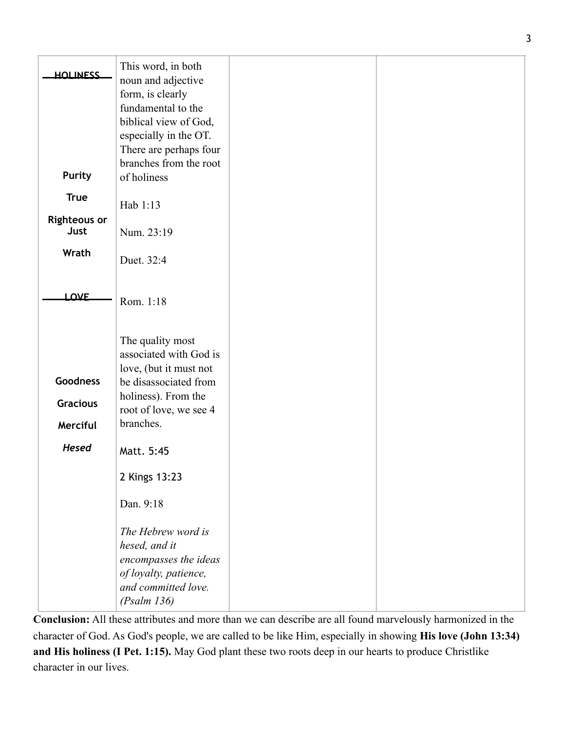| | | | |
|---|---|---|---|
| **HOLINESS** | This word, in both noun and adjective form, is clearly fundamental to the biblical view of God, especially in the OT. There are perhaps four branches from the root of holiness | | |
| **Purity** | Hab 1:13 | | |
| **True** | Num. 23:19 | | |
| **Righteous or Just** | Duet. 32:4 | | |
| **Wrath** | Rom. 1:18 | | |
| **LOVE** | The quality most associated with God is love, (but it must not be disassociated from holiness). From the root of love, we see 4 branches. | | |
| **Goodness** | Matt. 5:45 | | |
| **Gracious** | 2 Kings 13:23 | | |
| **Merciful** | Dan. 9:18 | | |
| ***Hesed*** | *The Hebrew word is hesed, and it encompasses the ideas of loyalty, patience, and committed love. (Psalm 136)* | | |

**Conclusion:** All these attributes and more than we can describe are all found marvelously harmonized in the character of God. As God's people, we are called to be like Him, especially in showing **His love (John 13:34) and His holiness (I Pet. 1:15).** May God plant these two roots deep in our hearts to produce Christlike character in our lives.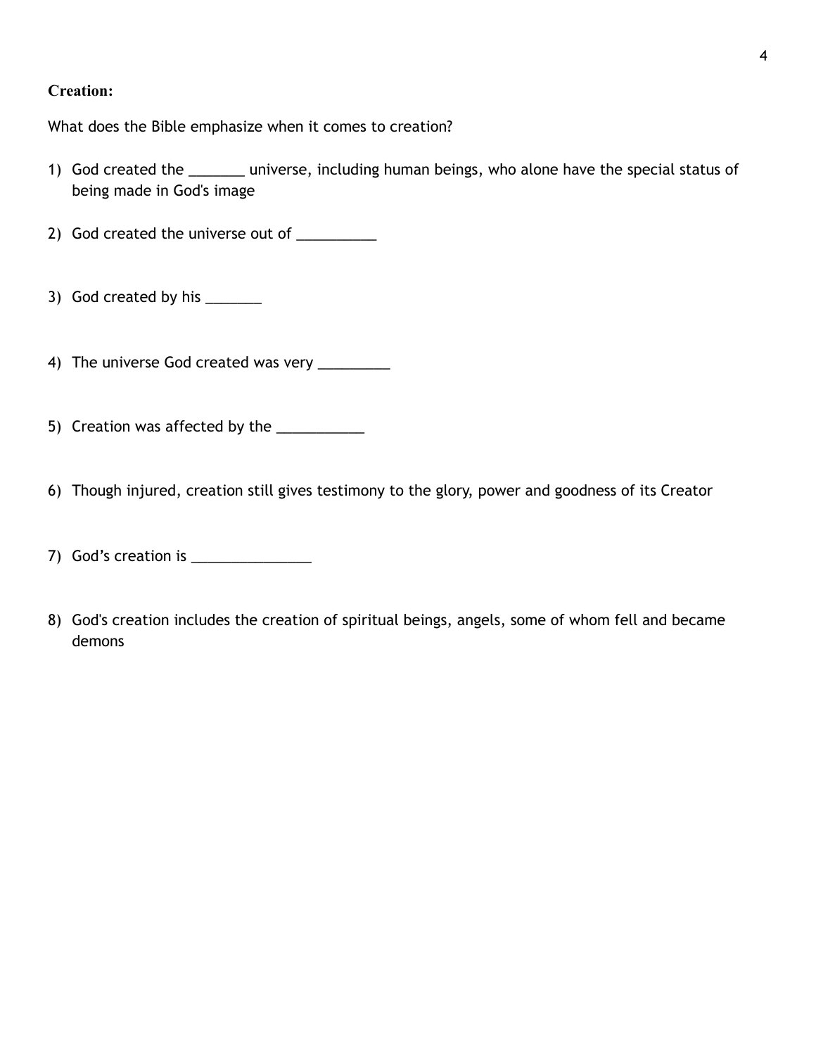**Creation:**

What does the Bible emphasize when it comes to creation?

1) God created the _______ universe, including human beings, who alone have the special status of being made in God's image

2) God created the universe out of __________

3) God created by his _______

4) The universe God created was very _________

5) Creation was affected by the ___________

6) Though injured, creation still gives testimony to the glory, power and goodness of its Creator

7) God's creation is _______________

8) God's creation includes the creation of spiritual beings, angels, some of whom fell and became demons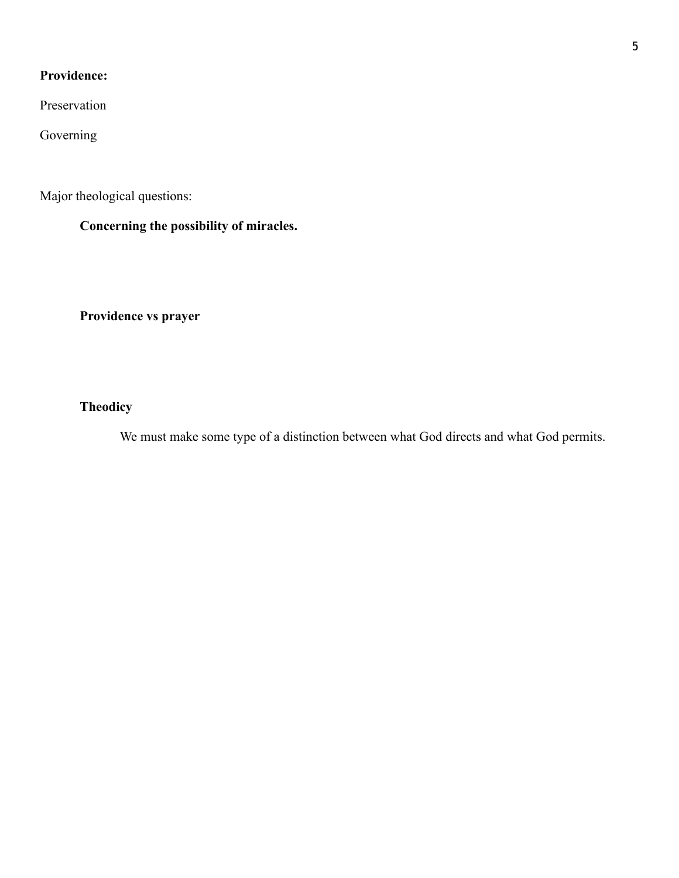**Providence:**

Preservation

Governing

Major theological questions:

**Concerning the possibility of miracles.**

**Providence vs prayer**

**Theodicy**

We must make some type of a distinction between what God directs and what God permits.